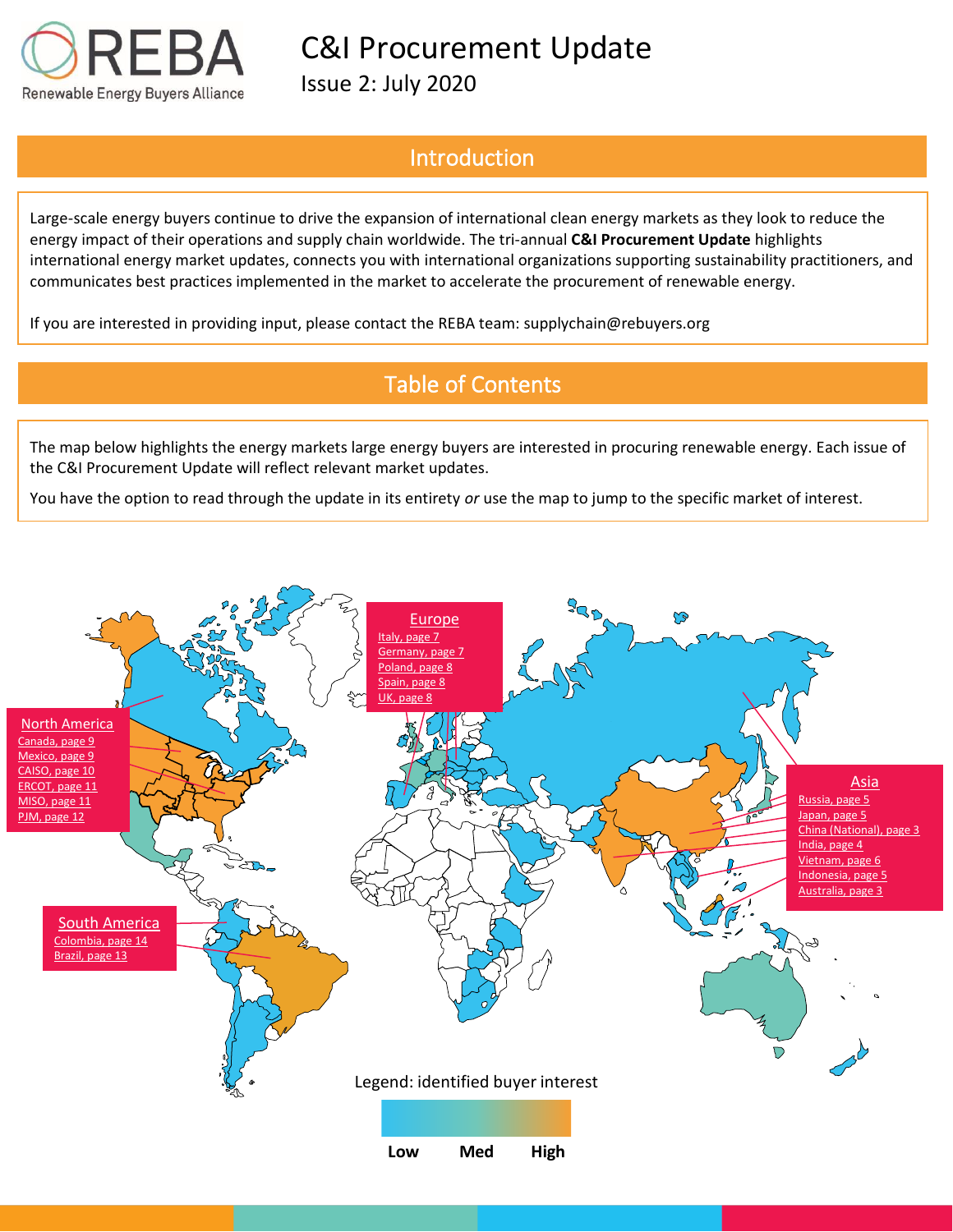# C&I Procurement Update

Issue 2: July 2020

## Introduction

Large-scale energy buyers continue to drive the expansion of international clean energy markets as they look to reduce the energy impact of their operations and supply chain worldwide. The tri-annual **C&I Procurement Update** highlights international energy market updates, connects you with international organizations supporting sustainability practitioners, and communicates best practices implemented in the market to accelerate the procurement of renewable energy.

If you are interested in providing input, please contact the REBA team: supplychain@rebuyers.org

## Table of Contents

The map below highlights the energy markets large energy buyers are interested in procuring renewable energy. Each issue of the C&I Procurement Update will reflect relevant market updates.

You have the option to read through the update in its entirety *or* use the map to jump to the specific market of interest.

**North America**
- Canada, page 9
- Mexico, page 9
- CAISO, page 10
- ERCOT, page 11
- MISO, page 11
- PJM, page 12

**Europe**
- Italy, page 7
- Germany, page 7
- Poland, page 8
- Spain, page 8
- UK, page 8

**Asia**
- Russia, page 5
- Japan, page 5
- China (National), page 3
- India, page 4
- Vietnam, page 6
- Indonesia, page 5
- Australia, page 3

**South America**
- Colombia, page 14
- Brazil, page 13

Legend: identified buyer interest

Low — Med — High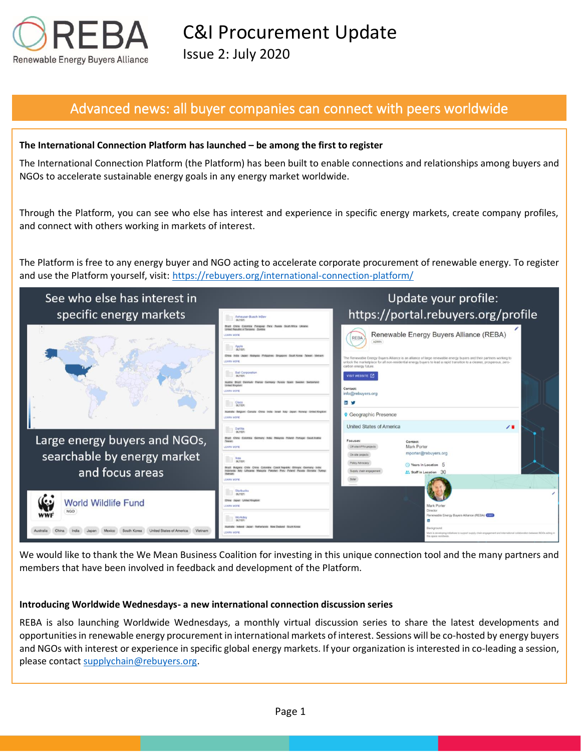# C&I Procurement Update

Issue 2: July 2020

## Advanced news: all buyer companies can connect with peers worldwide

**The International Connection Platform has launched – be among the first to register**

The International Connection Platform (the Platform) has been built to enable connections and relationships among buyers and NGOs to accelerate sustainable energy goals in any energy market worldwide.

Through the Platform, you can see who else has interest and experience in specific energy markets, create company profiles, and connect with others working in markets of interest.

The Platform is free to any energy buyer and NGO acting to accelerate corporate procurement of renewable energy. To register and use the Platform yourself, visit: https://rebuyers.org/international-connection-platform/

We would like to thank the We Mean Business Coalition for investing in this unique connection tool and the many partners and members that have been involved in feedback and development of the Platform.

**Introducing Worldwide Wednesdays- a new international connection discussion series**

REBA is also launching Worldwide Wednesdays, a monthly virtual discussion series to share the latest developments and opportunities in renewable energy procurement in international markets of interest. Sessions will be co-hosted by energy buyers and NGOs with interest or experience in specific global energy markets. If your organization is interested in co-leading a session, please contact supplychain@rebuyers.org.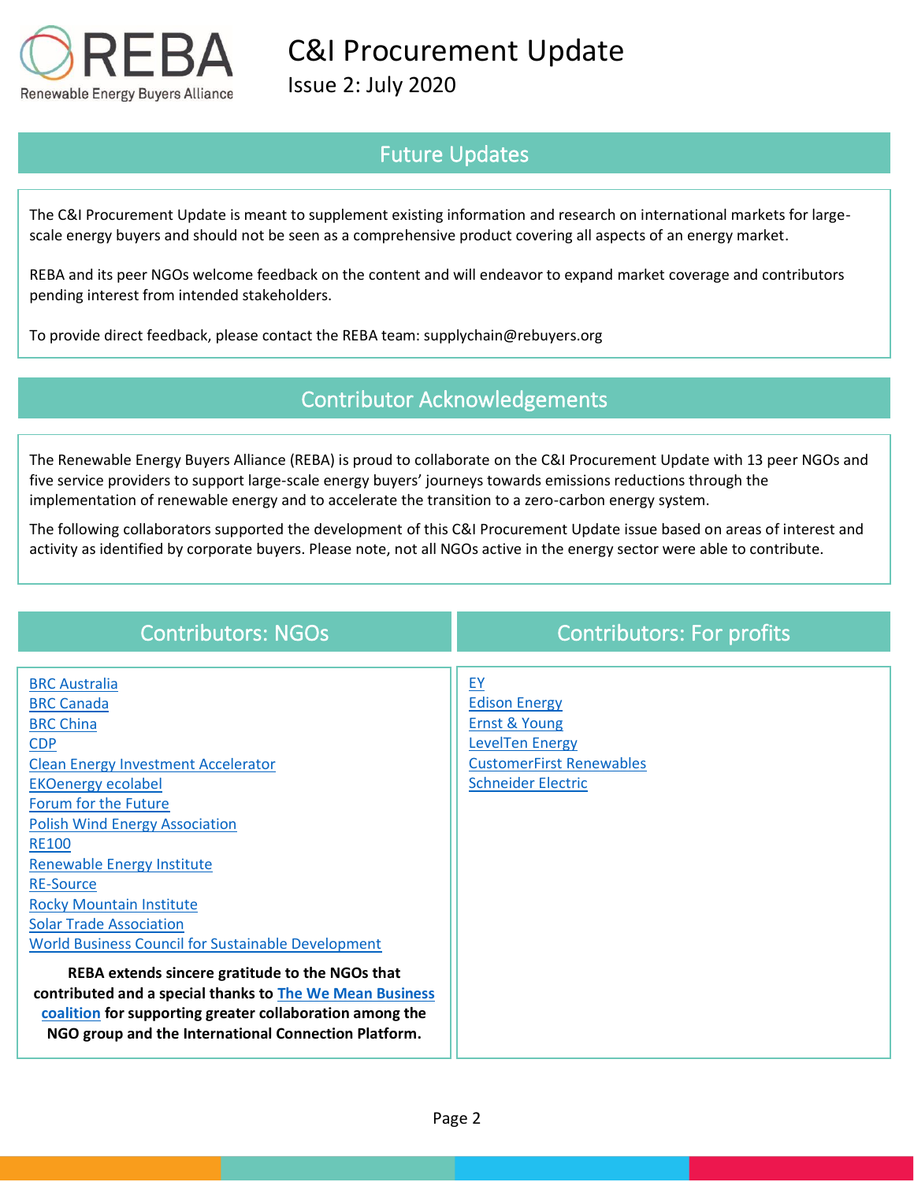# C&I Procurement Update

Issue 2: July 2020

## Future Updates

The C&I Procurement Update is meant to supplement existing information and research on international markets for large-scale energy buyers and should not be seen as a comprehensive product covering all aspects of an energy market.

REBA and its peer NGOs welcome feedback on the content and will endeavor to expand market coverage and contributors pending interest from intended stakeholders.

To provide direct feedback, please contact the REBA team: supplychain@rebuyers.org

## Contributor Acknowledgements

The Renewable Energy Buyers Alliance (REBA) is proud to collaborate on the C&I Procurement Update with 13 peer NGOs and five service providers to support large-scale energy buyers' journeys towards emissions reductions through the implementation of renewable energy and to accelerate the transition to a zero-carbon energy system.

The following collaborators supported the development of this C&I Procurement Update issue based on areas of interest and activity as identified by corporate buyers. Please note, not all NGOs active in the energy sector were able to contribute.

## Contributors: NGOs

- BRC Australia
- BRC Canada
- BRC China
- CDP
- Clean Energy Investment Accelerator
- EKOenergy ecolabel
- Forum for the Future
- Polish Wind Energy Association
- RE100
- Renewable Energy Institute
- RE-Source
- Rocky Mountain Institute
- Solar Trade Association
- World Business Council for Sustainable Development

**REBA extends sincere gratitude to the NGOs that contributed and a special thanks to The We Mean Business coalition for supporting greater collaboration among the NGO group and the International Connection Platform.**

## Contributors: For profits

- EY
- Edison Energy
- Ernst & Young
- LevelTen Energy
- CustomerFirst Renewables
- Schneider Electric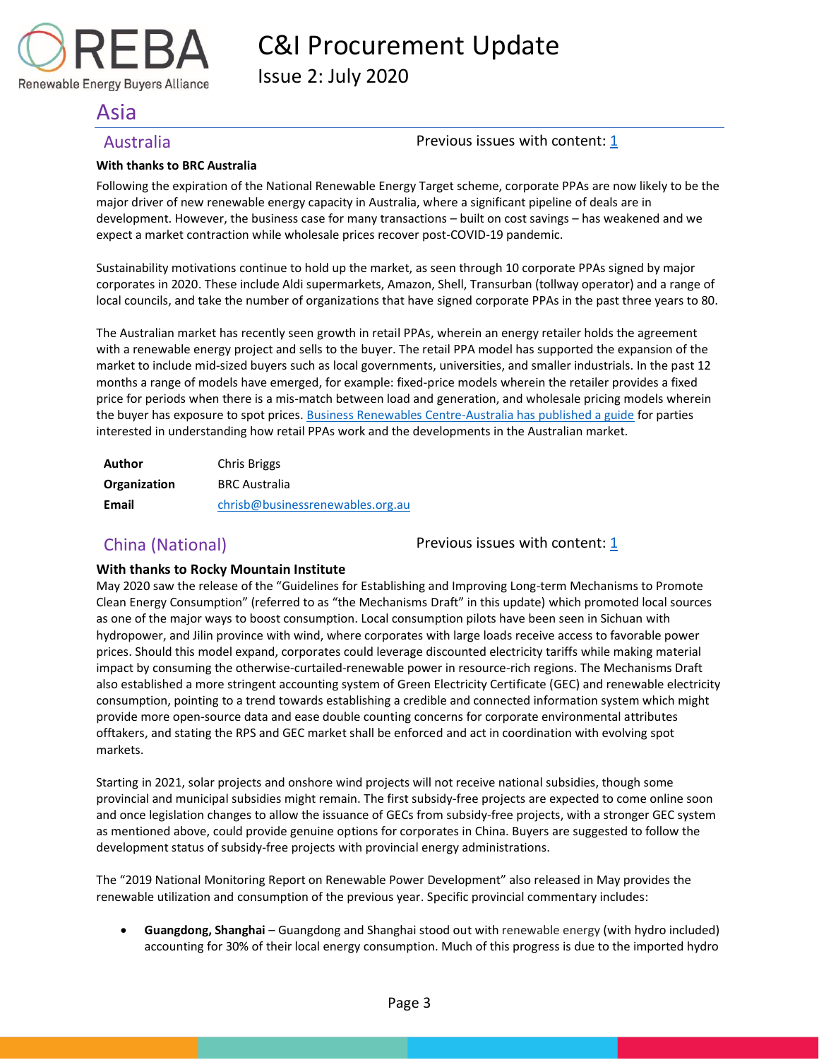# Asia

## Australia

Previous issues with content: [1]

**With thanks to BRC Australia**

Following the expiration of the National Renewable Energy Target scheme, corporate PPAs are now likely to be the major driver of new renewable energy capacity in Australia, where a significant pipeline of deals are in development. However, the business case for many transactions – built on cost savings – has weakened and we expect a market contraction while wholesale prices recover post-COVID-19 pandemic.

Sustainability motivations continue to hold up the market, as seen through 10 corporate PPAs signed by major corporates in 2020. These include Aldi supermarkets, Amazon, Shell, Transurban (tollway operator) and a range of local councils, and take the number of organizations that have signed corporate PPAs in the past three years to 80.

The Australian market has recently seen growth in retail PPAs, wherein an energy retailer holds the agreement with a renewable energy project and sells to the buyer. The retail PPA model has supported the expansion of the market to include mid-sized buyers such as local governments, universities, and smaller industrials. In the past 12 months a range of models have emerged, for example: fixed-price models wherein the retailer provides a fixed price for periods when there is a mis-match between load and generation, and wholesale pricing models wherein the buyer has exposure to spot prices. Business Renewables Centre-Australia has published a guide for parties interested in understanding how retail PPAs work and the developments in the Australian market.

| | |
|---|---|
| **Author** | Chris Briggs |
| **Organization** | BRC Australia |
| **Email** | chrisb@businessrenewables.org.au |

## China (National)

Previous issues with content: [1]

**With thanks to Rocky Mountain Institute**

May 2020 saw the release of the "Guidelines for Establishing and Improving Long-term Mechanisms to Promote Clean Energy Consumption" (referred to as "the Mechanisms Draft" in this update) which promoted local sources as one of the major ways to boost consumption. Local consumption pilots have been seen in Sichuan with hydropower, and Jilin province with wind, where corporates with large loads receive access to favorable power prices. Should this model expand, corporates could leverage discounted electricity tariffs while making material impact by consuming the otherwise-curtailed-renewable power in resource-rich regions. The Mechanisms Draft also established a more stringent accounting system of Green Electricity Certificate (GEC) and renewable electricity consumption, pointing to a trend towards establishing a credible and connected information system which might provide more open-source data and ease double counting concerns for corporate environmental attributes offtakers, and stating the RPS and GEC market shall be enforced and act in coordination with evolving spot markets.

Starting in 2021, solar projects and onshore wind projects will not receive national subsidies, though some provincial and municipal subsidies might remain. The first subsidy-free projects are expected to come online soon and once legislation changes to allow the issuance of GECs from subsidy-free projects, with a stronger GEC system as mentioned above, could provide genuine options for corporates in China. Buyers are suggested to follow the development status of subsidy-free projects with provincial energy administrations.

The "2019 National Monitoring Report on Renewable Power Development" also released in May provides the renewable utilization and consumption of the previous year. Specific provincial commentary includes:

- **Guangdong, Shanghai** – Guangdong and Shanghai stood out with renewable energy (with hydro included) accounting for 30% of their local energy consumption. Much of this progress is due to the imported hydro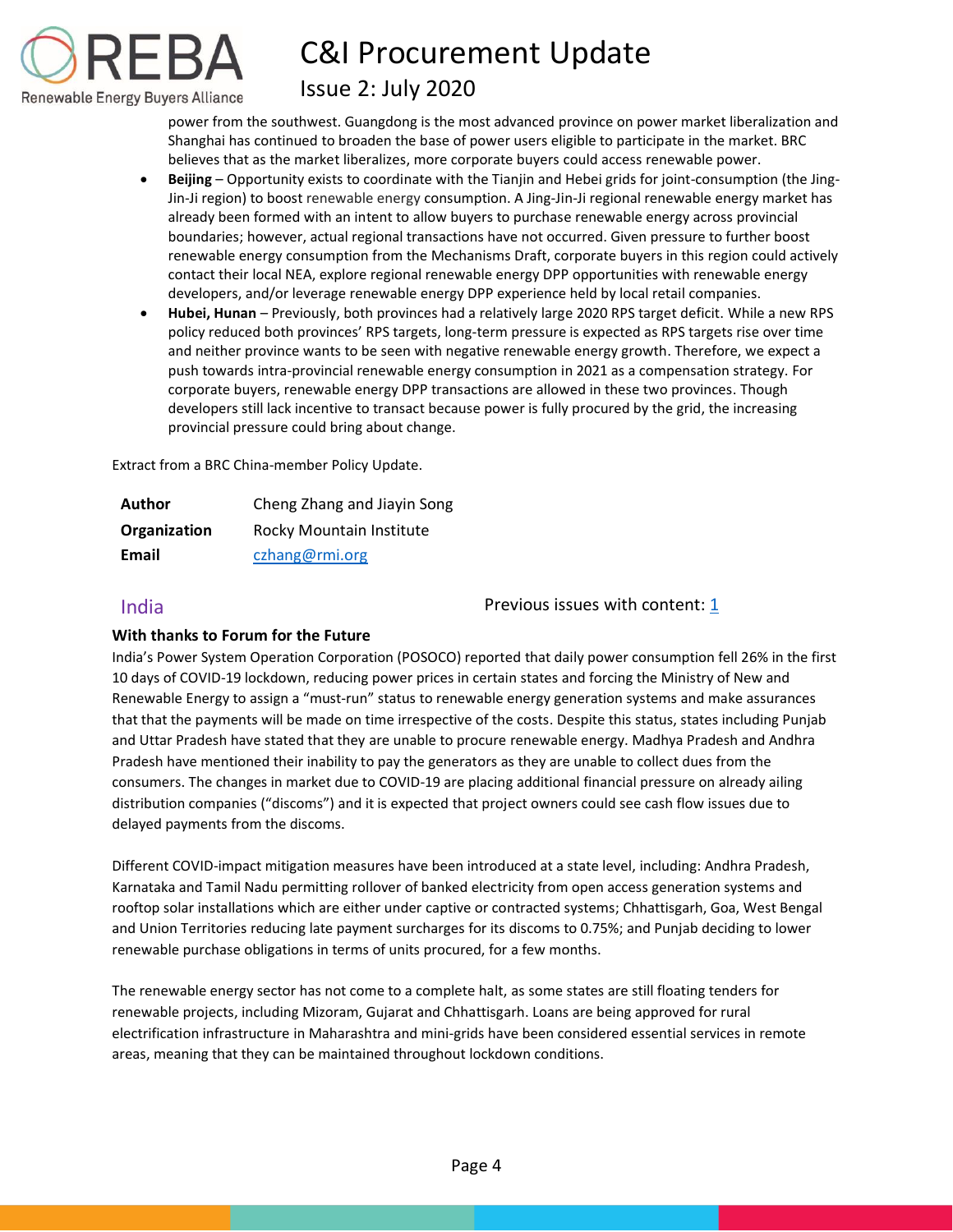power from the southwest. Guangdong is the most advanced province on power market liberalization and Shanghai has continued to broaden the base of power users eligible to participate in the market. BRC believes that as the market liberalizes, more corporate buyers could access renewable power.

- **Beijing** – Opportunity exists to coordinate with the Tianjin and Hebei grids for joint-consumption (the Jing-Jin-Ji region) to boost renewable energy consumption. A Jing-Jin-Ji regional renewable energy market has already been formed with an intent to allow buyers to purchase renewable energy across provincial boundaries; however, actual regional transactions have not occurred. Given pressure to further boost renewable energy consumption from the Mechanisms Draft, corporate buyers in this region could actively contact their local NEA, explore regional renewable energy DPP opportunities with renewable energy developers, and/or leverage renewable energy DPP experience held by local retail companies.
- **Hubei, Hunan** – Previously, both provinces had a relatively large 2020 RPS target deficit. While a new RPS policy reduced both provinces' RPS targets, long-term pressure is expected as RPS targets rise over time and neither province wants to be seen with negative renewable energy growth. Therefore, we expect a push towards intra-provincial renewable energy consumption in 2021 as a compensation strategy. For corporate buyers, renewable energy DPP transactions are allowed in these two provinces. Though developers still lack incentive to transact because power is fully procured by the grid, the increasing provincial pressure could bring about change.

Extract from a BRC China-member Policy Update.

| | |
|---|---|
| **Author** | Cheng Zhang and Jiayin Song |
| **Organization** | Rocky Mountain Institute |
| **Email** | czhang@rmi.org |

## India

Previous issues with content: 1

**With thanks to Forum for the Future**

India's Power System Operation Corporation (POSOCO) reported that daily power consumption fell 26% in the first 10 days of COVID-19 lockdown, reducing power prices in certain states and forcing the Ministry of New and Renewable Energy to assign a "must-run" status to renewable energy generation systems and make assurances that that the payments will be made on time irrespective of the costs. Despite this status, states including Punjab and Uttar Pradesh have stated that they are unable to procure renewable energy. Madhya Pradesh and Andhra Pradesh have mentioned their inability to pay the generators as they are unable to collect dues from the consumers. The changes in market due to COVID-19 are placing additional financial pressure on already ailing distribution companies ("discoms") and it is expected that project owners could see cash flow issues due to delayed payments from the discoms.

Different COVID-impact mitigation measures have been introduced at a state level, including: Andhra Pradesh, Karnataka and Tamil Nadu permitting rollover of banked electricity from open access generation systems and rooftop solar installations which are either under captive or contracted systems; Chhattisgarh, Goa, West Bengal and Union Territories reducing late payment surcharges for its discoms to 0.75%; and Punjab deciding to lower renewable purchase obligations in terms of units procured, for a few months.

The renewable energy sector has not come to a complete halt, as some states are still floating tenders for renewable projects, including Mizoram, Gujarat and Chhattisgarh. Loans are being approved for rural electrification infrastructure in Maharashtra and mini-grids have been considered essential services in remote areas, meaning that they can be maintained throughout lockdown conditions.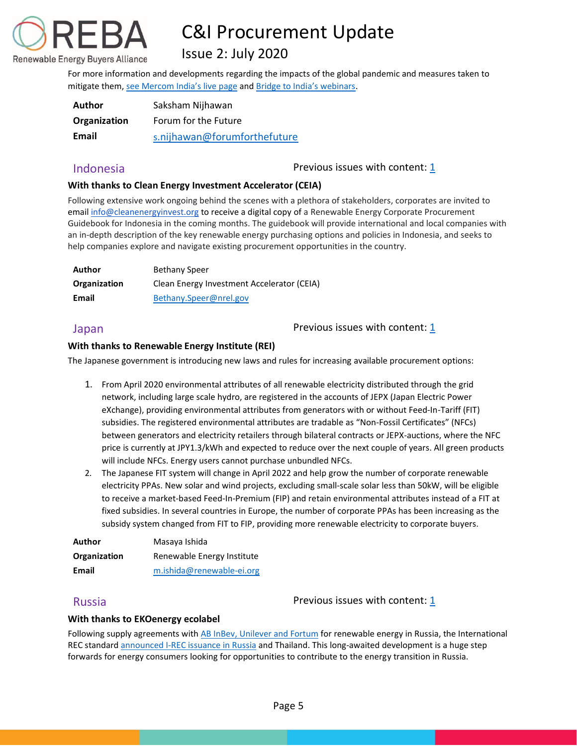For more information and developments regarding the impacts of the global pandemic and measures taken to mitigate them, see Mercom India's live page and Bridge to India's webinars.

| | |
|---|---|
| **Author** | Saksham Nijhawan |
| **Organization** | Forum for the Future |
| **Email** | s.nijhawan@forumforthefuture |

## Indonesia

Previous issues with content: 1

### With thanks to Clean Energy Investment Accelerator (CEIA)

Following extensive work ongoing behind the scenes with a plethora of stakeholders, corporates are invited to email info@cleanenergyinvest.org to receive a digital copy of a Renewable Energy Corporate Procurement Guidebook for Indonesia in the coming months. The guidebook will provide international and local companies with an in-depth description of the key renewable energy purchasing options and policies in Indonesia, and seeks to help companies explore and navigate existing procurement opportunities in the country.

| | |
|---|---|
| **Author** | Bethany Speer |
| **Organization** | Clean Energy Investment Accelerator (CEIA) |
| **Email** | Bethany.Speer@nrel.gov |

## Japan

Previous issues with content: 1

### With thanks to Renewable Energy Institute (REI)

The Japanese government is introducing new laws and rules for increasing available procurement options:

1. From April 2020 environmental attributes of all renewable electricity distributed through the grid network, including large scale hydro, are registered in the accounts of JEPX (Japan Electric Power eXchange), providing environmental attributes from generators with or without Feed-In-Tariff (FIT) subsidies. The registered environmental attributes are tradable as "Non-Fossil Certificates" (NFCs) between generators and electricity retailers through bilateral contracts or JEPX-auctions, where the NFC price is currently at JPY1.3/kWh and expected to reduce over the next couple of years. All green products will include NFCs. Energy users cannot purchase unbundled NFCs.
2. The Japanese FIT system will change in April 2022 and help grow the number of corporate renewable electricity PPAs. New solar and wind projects, excluding small-scale solar less than 50kW, will be eligible to receive a market-based Feed-In-Premium (FIP) and retain environmental attributes instead of a FIT at fixed subsidies. In several countries in Europe, the number of corporate PPAs has been increasing as the subsidy system changed from FIT to FIP, providing more renewable electricity to corporate buyers.

| | |
|---|---|
| **Author** | Masaya Ishida |
| **Organization** | Renewable Energy Institute |
| **Email** | m.ishida@renewable-ei.org |

## Russia

Previous issues with content: 1

### With thanks to EKOenergy ecolabel

Following supply agreements with AB InBev, Unilever and Fortum for renewable energy in Russia, the International REC standard announced I-REC issuance in Russia and Thailand. This long-awaited development is a huge step forwards for energy consumers looking for opportunities to contribute to the energy transition in Russia.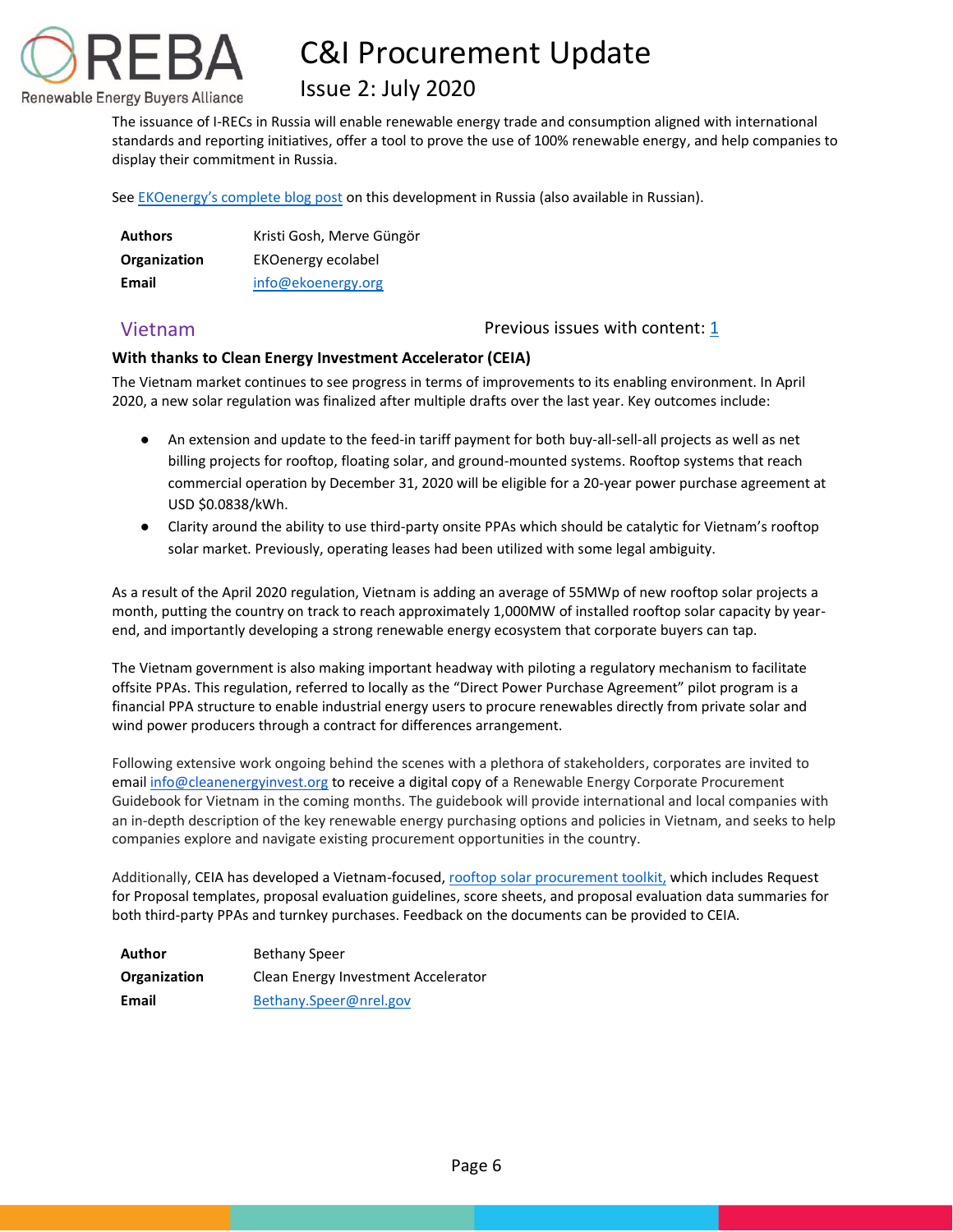The issuance of I-RECs in Russia will enable renewable energy trade and consumption aligned with international standards and reporting initiatives, offer a tool to prove the use of 100% renewable energy, and help companies to display their commitment in Russia.

See EKOenergy's complete blog post on this development in Russia (also available in Russian).

| | |
|---|---|
| **Authors** | Kristi Gosh, Merve Güngör |
| **Organization** | EKOenergy ecolabel |
| **Email** | info@ekoenergy.org |

## Vietnam

Previous issues with content: 1

**With thanks to Clean Energy Investment Accelerator (CEIA)**

The Vietnam market continues to see progress in terms of improvements to its enabling environment. In April 2020, a new solar regulation was finalized after multiple drafts over the last year. Key outcomes include:

- An extension and update to the feed-in tariff payment for both buy-all-sell-all projects as well as net billing projects for rooftop, floating solar, and ground-mounted systems. Rooftop systems that reach commercial operation by December 31, 2020 will be eligible for a 20-year power purchase agreement at USD $0.0838/kWh.
- Clarity around the ability to use third-party onsite PPAs which should be catalytic for Vietnam's rooftop solar market. Previously, operating leases had been utilized with some legal ambiguity.

As a result of the April 2020 regulation, Vietnam is adding an average of 55MWp of new rooftop solar projects a month, putting the country on track to reach approximately 1,000MW of installed rooftop solar capacity by year-end, and importantly developing a strong renewable energy ecosystem that corporate buyers can tap.

The Vietnam government is also making important headway with piloting a regulatory mechanism to facilitate offsite PPAs. This regulation, referred to locally as the "Direct Power Purchase Agreement" pilot program is a financial PPA structure to enable industrial energy users to procure renewables directly from private solar and wind power producers through a contract for differences arrangement.

Following extensive work ongoing behind the scenes with a plethora of stakeholders, corporates are invited to email info@cleanenergyinvest.org to receive a digital copy of a Renewable Energy Corporate Procurement Guidebook for Vietnam in the coming months. The guidebook will provide international and local companies with an in-depth description of the key renewable energy purchasing options and policies in Vietnam, and seeks to help companies explore and navigate existing procurement opportunities in the country.

Additionally, CEIA has developed a Vietnam-focused, rooftop solar procurement toolkit, which includes Request for Proposal templates, proposal evaluation guidelines, score sheets, and proposal evaluation data summaries for both third-party PPAs and turnkey purchases. Feedback on the documents can be provided to CEIA.

| | |
|---|---|
| **Author** | Bethany Speer |
| **Organization** | Clean Energy Investment Accelerator |
| **Email** | Bethany.Speer@nrel.gov |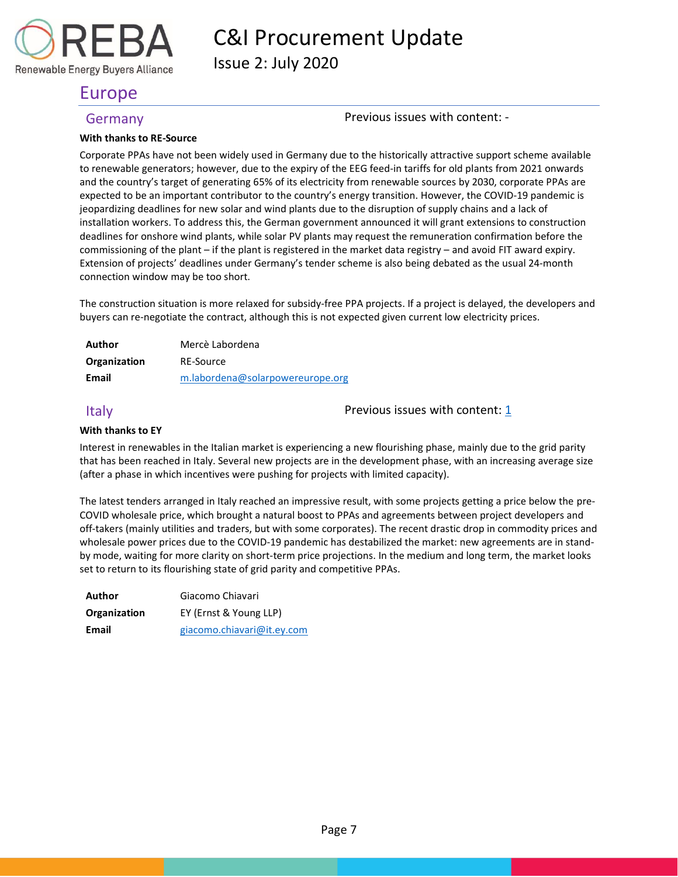# Europe

## Germany

Previous issues with content: -

**With thanks to RE-Source**

Corporate PPAs have not been widely used in Germany due to the historically attractive support scheme available to renewable generators; however, due to the expiry of the EEG feed-in tariffs for old plants from 2021 onwards and the country's target of generating 65% of its electricity from renewable sources by 2030, corporate PPAs are expected to be an important contributor to the country's energy transition. However, the COVID-19 pandemic is jeopardizing deadlines for new solar and wind plants due to the disruption of supply chains and a lack of installation workers. To address this, the German government announced it will grant extensions to construction deadlines for onshore wind plants, while solar PV plants may request the remuneration confirmation before the commissioning of the plant – if the plant is registered in the market data registry – and avoid FIT award expiry. Extension of projects' deadlines under Germany's tender scheme is also being debated as the usual 24-month connection window may be too short.

The construction situation is more relaxed for subsidy-free PPA projects. If a project is delayed, the developers and buyers can re-negotiate the contract, although this is not expected given current low electricity prices.

| | |
|---|---|
| **Author** | Mercè Labordena |
| **Organization** | RE-Source |
| **Email** | m.labordena@solarpowereurope.org |

## Italy

Previous issues with content: 1

**With thanks to EY**

Interest in renewables in the Italian market is experiencing a new flourishing phase, mainly due to the grid parity that has been reached in Italy. Several new projects are in the development phase, with an increasing average size (after a phase in which incentives were pushing for projects with limited capacity).

The latest tenders arranged in Italy reached an impressive result, with some projects getting a price below the pre-COVID wholesale price, which brought a natural boost to PPAs and agreements between project developers and off-takers (mainly utilities and traders, but with some corporates). The recent drastic drop in commodity prices and wholesale power prices due to the COVID-19 pandemic has destabilized the market: new agreements are in stand-by mode, waiting for more clarity on short-term price projections. In the medium and long term, the market looks set to return to its flourishing state of grid parity and competitive PPAs.

| | |
|---|---|
| **Author** | Giacomo Chiavari |
| **Organization** | EY (Ernst & Young LLP) |
| **Email** | giacomo.chiavari@it.ey.com |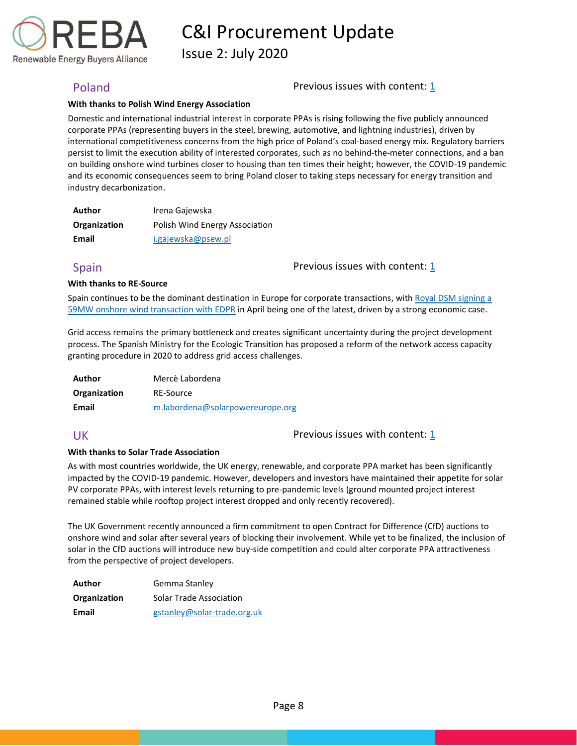## Poland

Previous issues with content: 1

**With thanks to Polish Wind Energy Association**

Domestic and international industrial interest in corporate PPAs is rising following the five publicly announced corporate PPAs (representing buyers in the steel, brewing, automotive, and lightning industries), driven by international competitiveness concerns from the high price of Poland's coal-based energy mix. Regulatory barriers persist to limit the execution ability of interested corporates, such as no behind-the-meter connections, and a ban on building onshore wind turbines closer to housing than ten times their height; however, the COVID-19 pandemic and its economic consequences seem to bring Poland closer to taking steps necessary for energy transition and industry decarbonization.

| | |
|---|---|
| **Author** | Irena Gajewska |
| **Organization** | Polish Wind Energy Association |
| **Email** | i.gajewska@psew.pl |

## Spain

Previous issues with content: 1

**With thanks to RE-Source**

Spain continues to be the dominant destination in Europe for corporate transactions, with Royal DSM signing a 59MW onshore wind transaction with EDPR in April being one of the latest, driven by a strong economic case.

Grid access remains the primary bottleneck and creates significant uncertainty during the project development process. The Spanish Ministry for the Ecologic Transition has proposed a reform of the network access capacity granting procedure in 2020 to address grid access challenges.

| | |
|---|---|
| **Author** | Mercè Labordena |
| **Organization** | RE-Source |
| **Email** | m.labordena@solarpowereurope.org |

## UK

Previous issues with content: 1

**With thanks to Solar Trade Association**

As with most countries worldwide, the UK energy, renewable, and corporate PPA market has been significantly impacted by the COVID-19 pandemic. However, developers and investors have maintained their appetite for solar PV corporate PPAs, with interest levels returning to pre-pandemic levels (ground mounted project interest remained stable while rooftop project interest dropped and only recently recovered).

The UK Government recently announced a firm commitment to open Contract for Difference (CfD) auctions to onshore wind and solar after several years of blocking their involvement. While yet to be finalized, the inclusion of solar in the CfD auctions will introduce new buy-side competition and could alter corporate PPA attractiveness from the perspective of project developers.

| | |
|---|---|
| **Author** | Gemma Stanley |
| **Organization** | Solar Trade Association |
| **Email** | gstanley@solar-trade.org.uk |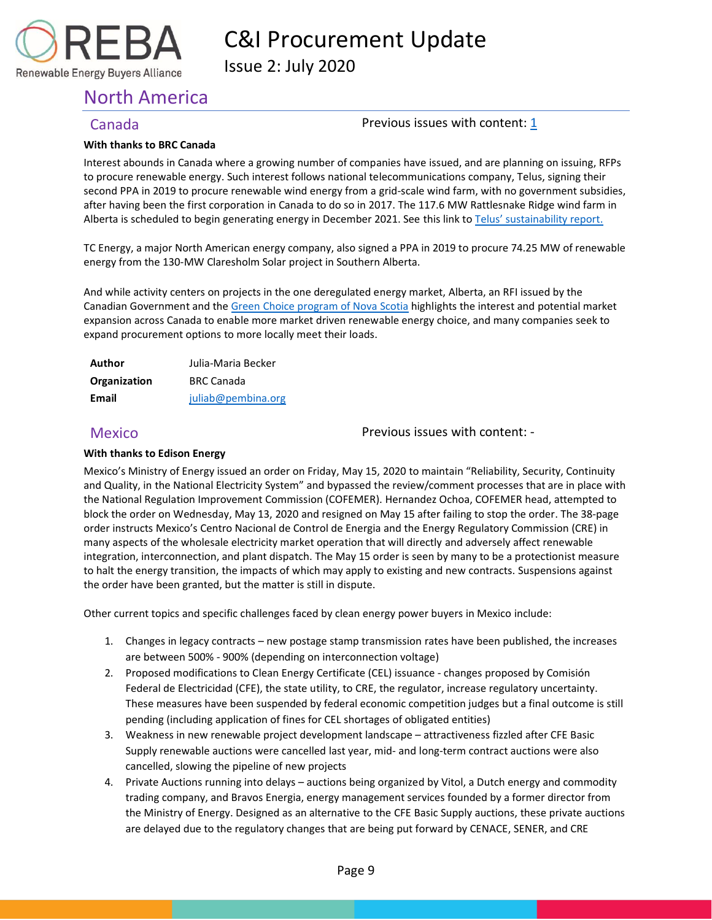## North America

### Canada

Previous issues with content: [1]

**With thanks to BRC Canada**

Interest abounds in Canada where a growing number of companies have issued, and are planning on issuing, RFPs to procure renewable energy. Such interest follows national telecommunications company, Telus, signing their second PPA in 2019 to procure renewable wind energy from a grid-scale wind farm, with no government subsidies, after having been the first corporation in Canada to do so in 2017. The 117.6 MW Rattlesnake Ridge wind farm in Alberta is scheduled to begin generating energy in December 2021. See this link to Telus' sustainability report.

TC Energy, a major North American energy company, also signed a PPA in 2019 to procure 74.25 MW of renewable energy from the 130-MW Claresholm Solar project in Southern Alberta.

And while activity centers on projects in the one deregulated energy market, Alberta, an RFI issued by the Canadian Government and the Green Choice program of Nova Scotia highlights the interest and potential market expansion across Canada to enable more market driven renewable energy choice, and many companies seek to expand procurement options to more locally meet their loads.

| | |
|---|---|
| **Author** | Julia-Maria Becker |
| **Organization** | BRC Canada |
| **Email** | juliab@pembina.org |

### Mexico

Previous issues with content: -

**With thanks to Edison Energy**

Mexico's Ministry of Energy issued an order on Friday, May 15, 2020 to maintain "Reliability, Security, Continuity and Quality, in the National Electricity System" and bypassed the review/comment processes that are in place with the National Regulation Improvement Commission (COFEMER). Hernandez Ochoa, COFEMER head, attempted to block the order on Wednesday, May 13, 2020 and resigned on May 15 after failing to stop the order. The 38-page order instructs Mexico's Centro Nacional de Control de Energia and the Energy Regulatory Commission (CRE) in many aspects of the wholesale electricity market operation that will directly and adversely affect renewable integration, interconnection, and plant dispatch. The May 15 order is seen by many to be a protectionist measure to halt the energy transition, the impacts of which may apply to existing and new contracts. Suspensions against the order have been granted, but the matter is still in dispute.

Other current topics and specific challenges faced by clean energy power buyers in Mexico include:

1. Changes in legacy contracts – new postage stamp transmission rates have been published, the increases are between 500% - 900% (depending on interconnection voltage)
2. Proposed modifications to Clean Energy Certificate (CEL) issuance - changes proposed by Comisión Federal de Electricidad (CFE), the state utility, to CRE, the regulator, increase regulatory uncertainty. These measures have been suspended by federal economic competition judges but a final outcome is still pending (including application of fines for CEL shortages of obligated entities)
3. Weakness in new renewable project development landscape – attractiveness fizzled after CFE Basic Supply renewable auctions were cancelled last year, mid- and long-term contract auctions were also cancelled, slowing the pipeline of new projects
4. Private Auctions running into delays – auctions being organized by Vitol, a Dutch energy and commodity trading company, and Bravos Energia, energy management services founded by a former director from the Ministry of Energy. Designed as an alternative to the CFE Basic Supply auctions, these private auctions are delayed due to the regulatory changes that are being put forward by CENACE, SENER, and CRE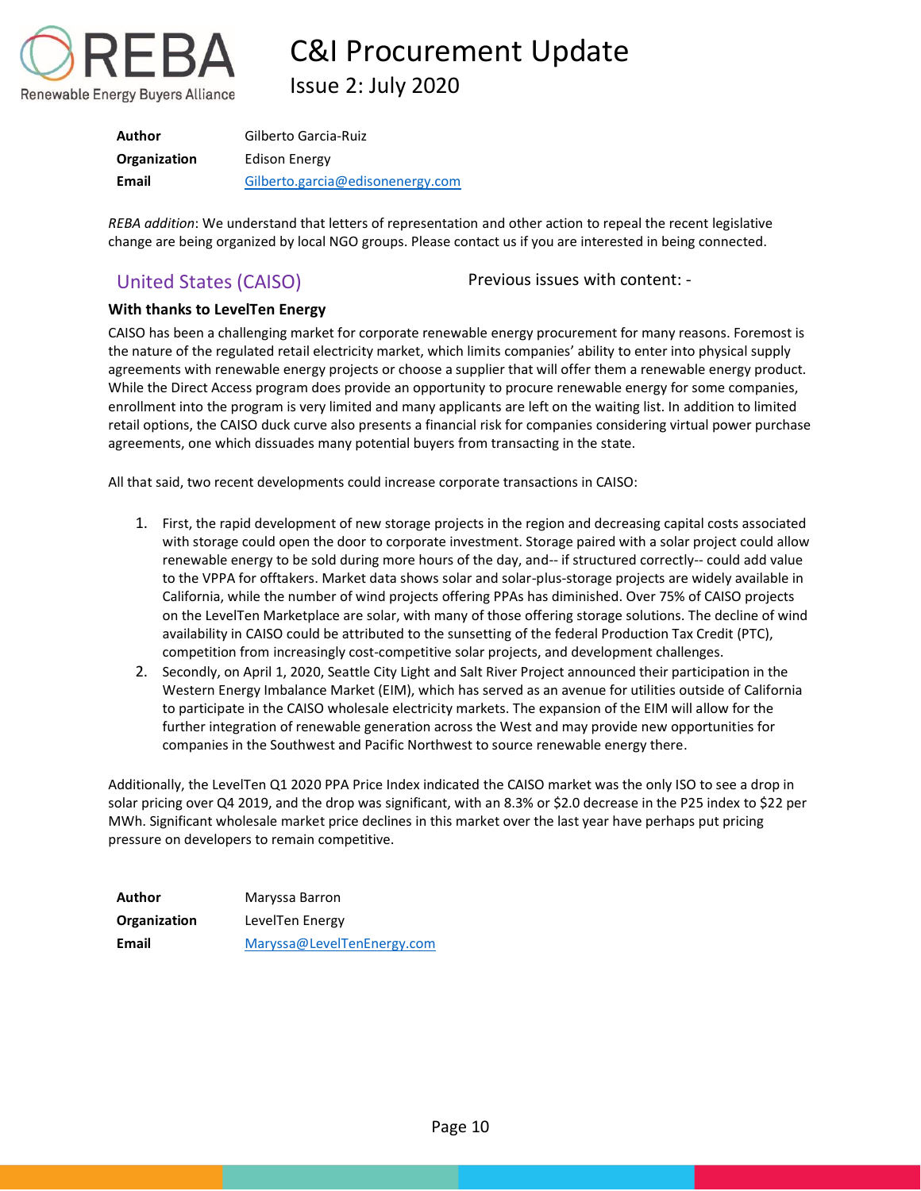| **Author** | Gilberto Garcia-Ruiz |
|---|---|
| **Organization** | Edison Energy |
| **Email** | Gilberto.garcia@edisonenergy.com |

*REBA addition*: We understand that letters of representation and other action to repeal the recent legislative change are being organized by local NGO groups. Please contact us if you are interested in being connected.

## United States (CAISO)

Previous issues with content: -

**With thanks to LevelTen Energy**

CAISO has been a challenging market for corporate renewable energy procurement for many reasons. Foremost is the nature of the regulated retail electricity market, which limits companies' ability to enter into physical supply agreements with renewable energy projects or choose a supplier that will offer them a renewable energy product. While the Direct Access program does provide an opportunity to procure renewable energy for some companies, enrollment into the program is very limited and many applicants are left on the waiting list. In addition to limited retail options, the CAISO duck curve also presents a financial risk for companies considering virtual power purchase agreements, one which dissuades many potential buyers from transacting in the state.

All that said, two recent developments could increase corporate transactions in CAISO:

1. First, the rapid development of new storage projects in the region and decreasing capital costs associated with storage could open the door to corporate investment. Storage paired with a solar project could allow renewable energy to be sold during more hours of the day, and-- if structured correctly-- could add value to the VPPA for offtakers. Market data shows solar and solar-plus-storage projects are widely available in California, while the number of wind projects offering PPAs has diminished. Over 75% of CAISO projects on the LevelTen Marketplace are solar, with many of those offering storage solutions. The decline of wind availability in CAISO could be attributed to the sunsetting of the federal Production Tax Credit (PTC), competition from increasingly cost-competitive solar projects, and development challenges.
2. Secondly, on April 1, 2020, Seattle City Light and Salt River Project announced their participation in the Western Energy Imbalance Market (EIM), which has served as an avenue for utilities outside of California to participate in the CAISO wholesale electricity markets. The expansion of the EIM will allow for the further integration of renewable generation across the West and may provide new opportunities for companies in the Southwest and Pacific Northwest to source renewable energy there.

Additionally, the LevelTen Q1 2020 PPA Price Index indicated the CAISO market was the only ISO to see a drop in solar pricing over Q4 2019, and the drop was significant, with an 8.3% or $2.0 decrease in the P25 index to $22 per MWh. Significant wholesale market price declines in this market over the last year have perhaps put pricing pressure on developers to remain competitive.

| **Author** | Maryssa Barron |
|---|---|
| **Organization** | LevelTen Energy |
| **Email** | Maryssa@LevelTenEnergy.com |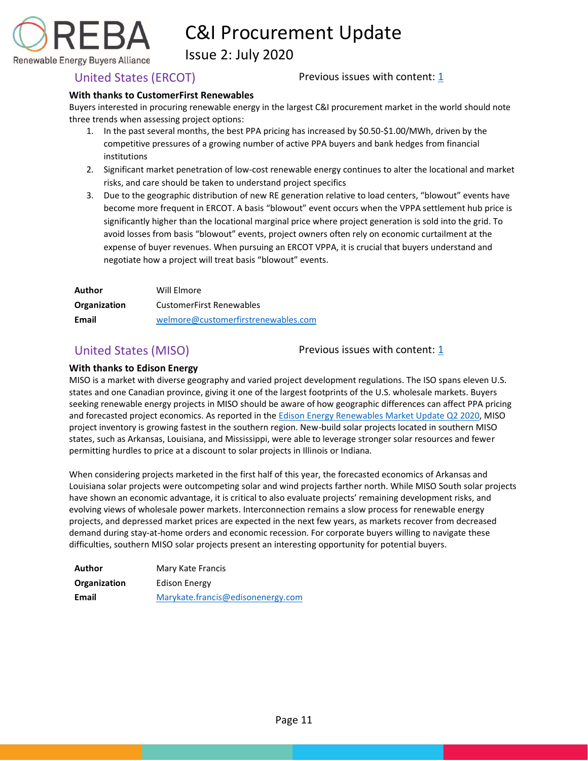## United States (ERCOT)

Previous issues with content: 1

**With thanks to CustomerFirst Renewables**

Buyers interested in procuring renewable energy in the largest C&I procurement market in the world should note three trends when assessing project options:

1. In the past several months, the best PPA pricing has increased by $0.50-$1.00/MWh, driven by the competitive pressures of a growing number of active PPA buyers and bank hedges from financial institutions
2. Significant market penetration of low-cost renewable energy continues to alter the locational and market risks, and care should be taken to understand project specifics
3. Due to the geographic distribution of new RE generation relative to load centers, "blowout" events have become more frequent in ERCOT. A basis "blowout" event occurs when the VPPA settlement hub price is significantly higher than the locational marginal price where project generation is sold into the grid. To avoid losses from basis "blowout" events, project owners often rely on economic curtailment at the expense of buyer revenues. When pursuing an ERCOT VPPA, it is crucial that buyers understand and negotiate how a project will treat basis "blowout" events.

| | |
|---|---|
| **Author** | Will Elmore |
| **Organization** | CustomerFirst Renewables |
| **Email** | welmore@customerfirstrenewables.com |

## United States (MISO)

Previous issues with content: 1

**With thanks to Edison Energy**

MISO is a market with diverse geography and varied project development regulations. The ISO spans eleven U.S. states and one Canadian province, giving it one of the largest footprints of the U.S. wholesale markets. Buyers seeking renewable energy projects in MISO should be aware of how geographic differences can affect PPA pricing and forecasted project economics. As reported in the Edison Energy Renewables Market Update Q2 2020, MISO project inventory is growing fastest in the southern region. New-build solar projects located in southern MISO states, such as Arkansas, Louisiana, and Mississippi, were able to leverage stronger solar resources and fewer permitting hurdles to price at a discount to solar projects in Illinois or Indiana.

When considering projects marketed in the first half of this year, the forecasted economics of Arkansas and Louisiana solar projects were outcompeting solar and wind projects farther north. While MISO South solar projects have shown an economic advantage, it is critical to also evaluate projects' remaining development risks, and evolving views of wholesale power markets. Interconnection remains a slow process for renewable energy projects, and depressed market prices are expected in the next few years, as markets recover from decreased demand during stay-at-home orders and economic recession. For corporate buyers willing to navigate these difficulties, southern MISO solar projects present an interesting opportunity for potential buyers.

| | |
|---|---|
| **Author** | Mary Kate Francis |
| **Organization** | Edison Energy |
| **Email** | Marykate.francis@edisonenergy.com |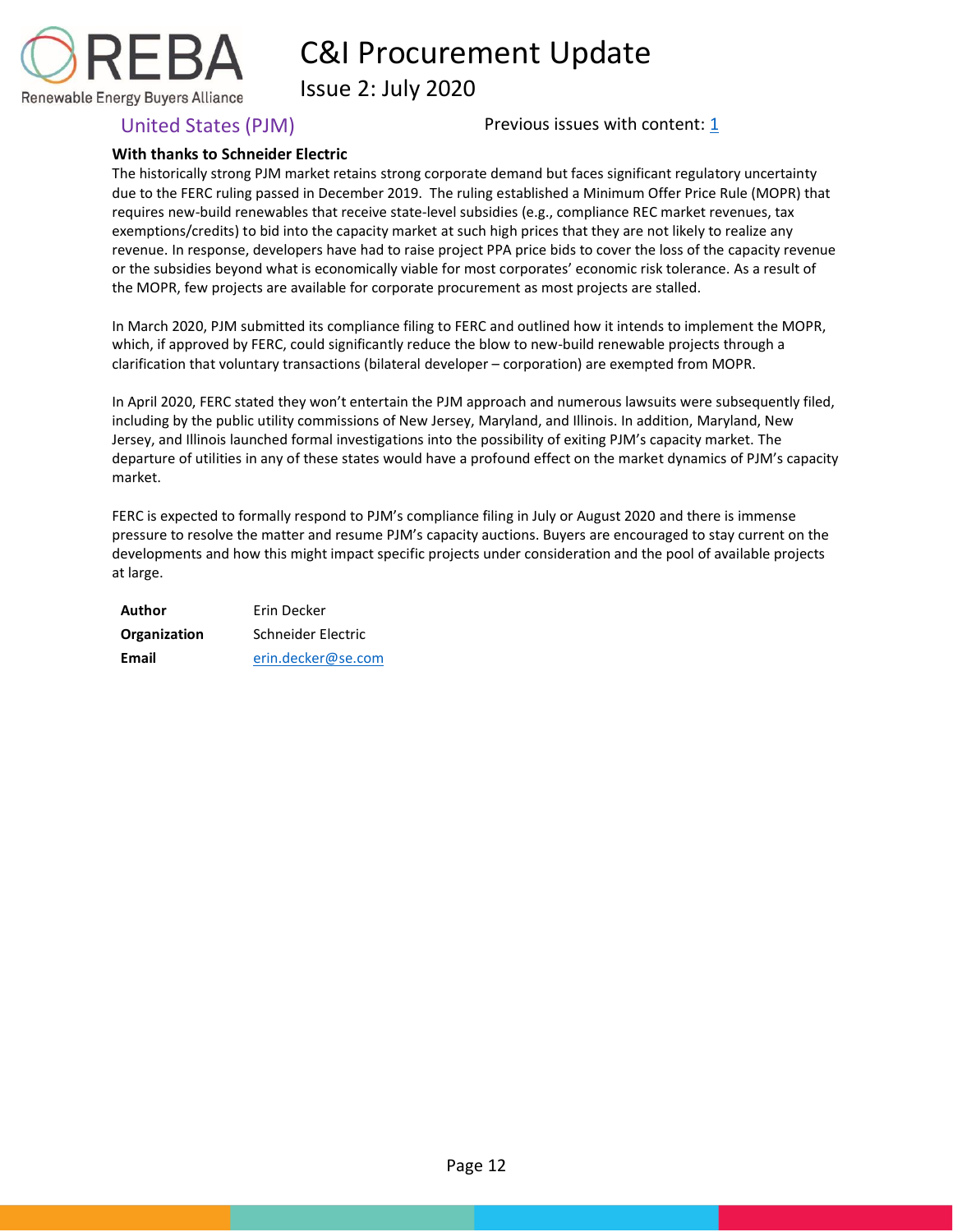## United States (PJM)

Previous issues with content: [1]

**With thanks to Schneider Electric**

The historically strong PJM market retains strong corporate demand but faces significant regulatory uncertainty due to the FERC ruling passed in December 2019. The ruling established a Minimum Offer Price Rule (MOPR) that requires new-build renewables that receive state-level subsidies (e.g., compliance REC market revenues, tax exemptions/credits) to bid into the capacity market at such high prices that they are not likely to realize any revenue. In response, developers have had to raise project PPA price bids to cover the loss of the capacity revenue or the subsidies beyond what is economically viable for most corporates' economic risk tolerance. As a result of the MOPR, few projects are available for corporate procurement as most projects are stalled.

In March 2020, PJM submitted its compliance filing to FERC and outlined how it intends to implement the MOPR, which, if approved by FERC, could significantly reduce the blow to new-build renewable projects through a clarification that voluntary transactions (bilateral developer – corporation) are exempted from MOPR.

In April 2020, FERC stated they won't entertain the PJM approach and numerous lawsuits were subsequently filed, including by the public utility commissions of New Jersey, Maryland, and Illinois. In addition, Maryland, New Jersey, and Illinois launched formal investigations into the possibility of exiting PJM's capacity market. The departure of utilities in any of these states would have a profound effect on the market dynamics of PJM's capacity market.

FERC is expected to formally respond to PJM's compliance filing in July or August 2020 and there is immense pressure to resolve the matter and resume PJM's capacity auctions. Buyers are encouraged to stay current on the developments and how this might impact specific projects under consideration and the pool of available projects at large.

| | |
|---|---|
| **Author** | Erin Decker |
| **Organization** | Schneider Electric |
| **Email** | erin.decker@se.com |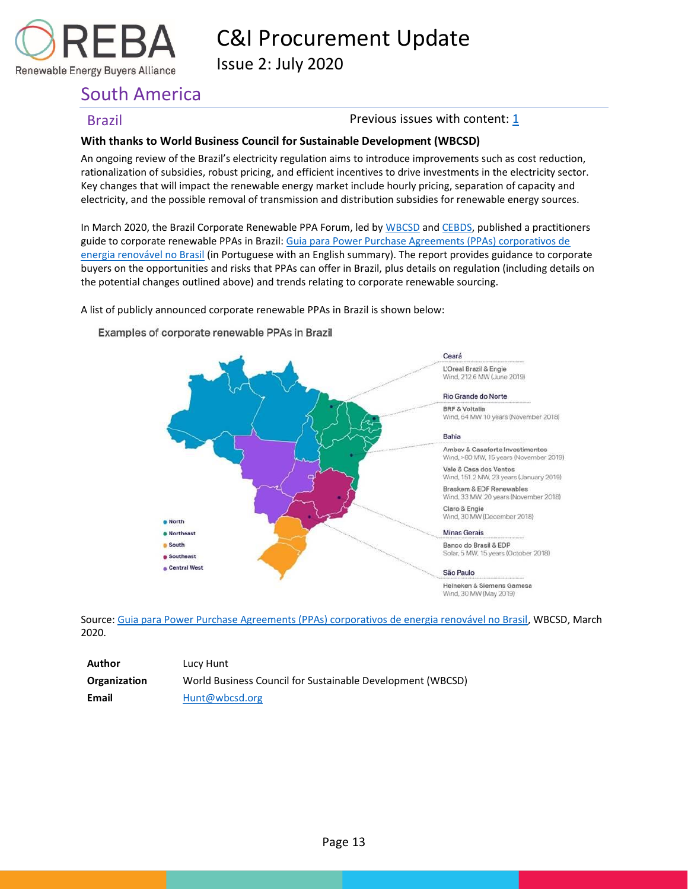## South America

### Brazil

Previous issues with content: 1

**With thanks to World Business Council for Sustainable Development (WBCSD)**

An ongoing review of the Brazil's electricity regulation aims to introduce improvements such as cost reduction, rationalization of subsidies, robust pricing, and efficient incentives to drive investments in the electricity sector. Key changes that will impact the renewable energy market include hourly pricing, separation of capacity and electricity, and the possible removal of transmission and distribution subsidies for renewable energy sources.

In March 2020, the Brazil Corporate Renewable PPA Forum, led by WBCSD and CEBDS, published a practitioners guide to corporate renewable PPAs in Brazil: Guia para Power Purchase Agreements (PPAs) corporativos de energia renovável no Brasil (in Portuguese with an English summary). The report provides guidance to corporate buyers on the opportunities and risks that PPAs can offer in Brazil, plus details on regulation (including details on the potential changes outlined above) and trends relating to corporate renewable sourcing.

A list of publicly announced corporate renewable PPAs in Brazil is shown below:

**Examples of corporate renewable PPAs in Brazil**

**Ceará**
- L'Oreal Brazil & Engie – Wind, 212.6 MW (June 2019)

**Rio Grande do Norte**
- BRF & Voltalia – Wind, 64 MW 10 years (November 2018)

**Bahia**
- Ambev & Casaforte Investimentos – Wind, >80 MW, 15 years (November 2019)
- Vale & Casa dos Ventos – Wind, 151.2 MW, 23 years (January 2019)
- Braskem & EDF Renewables – Wind, 33 MW, 20 years (November 2018)
- Claro & Engie – Wind, 30 MW (December 2018)

**Minas Gerais**
- Banco do Brasil & EDP – Solar, 5 MW, 15 years (October 2018)

**São Paulo**
- Heineken & Siemens Gamesa – Wind, 30 MW (May 2019)

Legend: North, Northeast, South, Southeast, Central West

Source: Guia para Power Purchase Agreements (PPAs) corporativos de energia renovável no Brasil, WBCSD, March 2020.

| | |
|---|---|
| **Author** | Lucy Hunt |
| **Organization** | World Business Council for Sustainable Development (WBCSD) |
| **Email** | Hunt@wbcsd.org |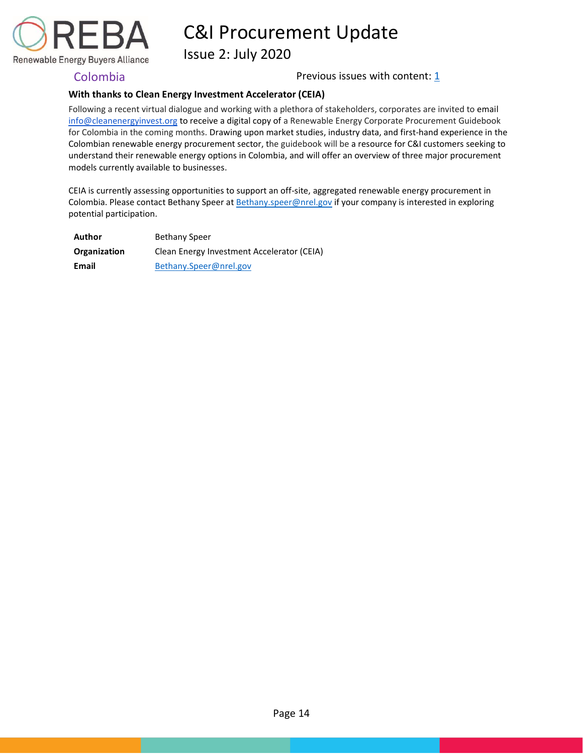## Colombia

Previous issues with content: 1

**With thanks to Clean Energy Investment Accelerator (CEIA)**

Following a recent virtual dialogue and working with a plethora of stakeholders, corporates are invited to email info@cleanenergyinvest.org to receive a digital copy of a Renewable Energy Corporate Procurement Guidebook for Colombia in the coming months. Drawing upon market studies, industry data, and first-hand experience in the Colombian renewable energy procurement sector, the guidebook will be a resource for C&I customers seeking to understand their renewable energy options in Colombia, and will offer an overview of three major procurement models currently available to businesses.

CEIA is currently assessing opportunities to support an off-site, aggregated renewable energy procurement in Colombia. Please contact Bethany Speer at Bethany.speer@nrel.gov if your company is interested in exploring potential participation.

| | |
|---|---|
| **Author** | Bethany Speer |
| **Organization** | Clean Energy Investment Accelerator (CEIA) |
| **Email** | Bethany.Speer@nrel.gov |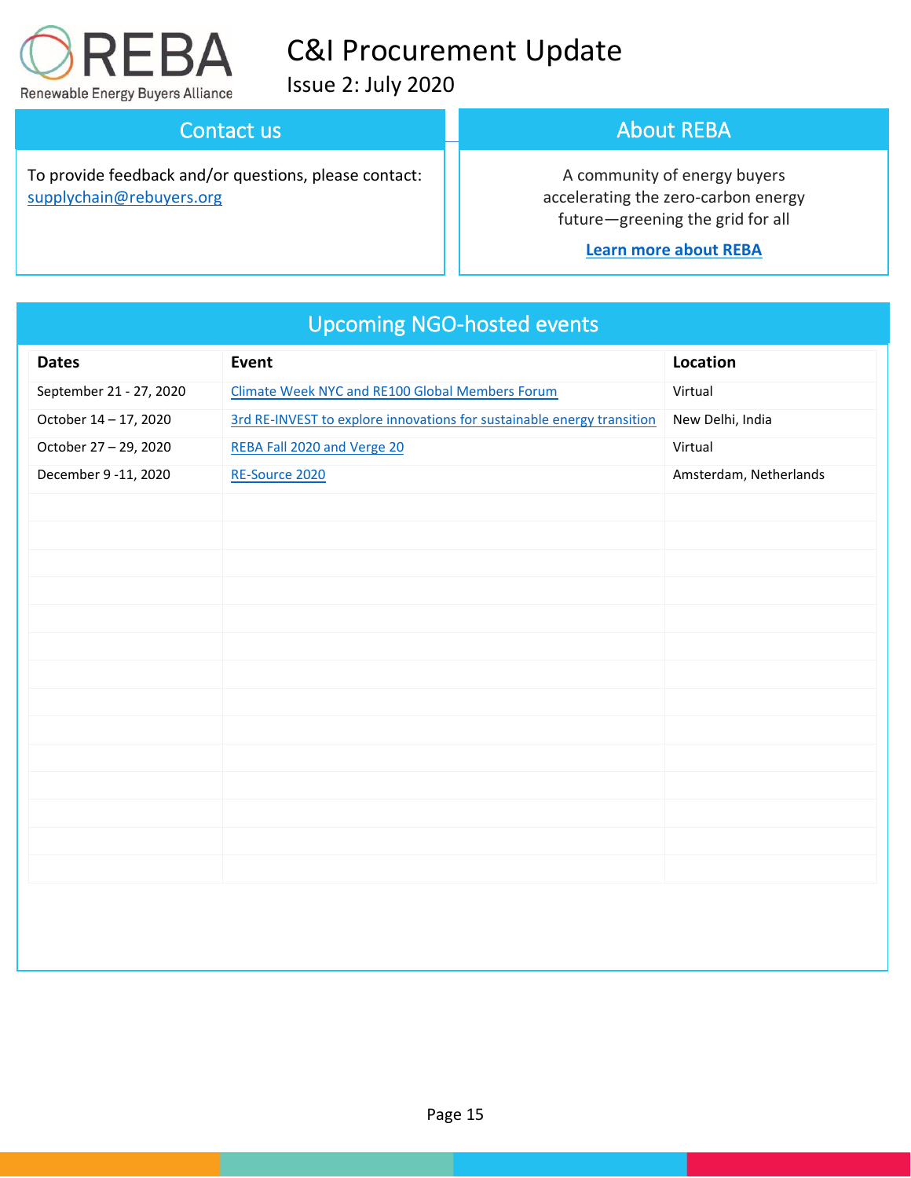# C&I Procurement Update

Issue 2: July 2020

## Contact us

To provide feedback and/or questions, please contact: [supplychain@rebuyers.org](mailto:supplychain@rebuyers.org)

## About REBA

A community of energy buyers accelerating the zero-carbon energy future—greening the grid for all

**Learn more about REBA**

## Upcoming NGO-hosted events

| Dates | Event | Location |
|---|---|---|
| September 21 - 27, 2020 | Climate Week NYC and RE100 Global Members Forum | Virtual |
| October 14 – 17, 2020 | 3rd RE-INVEST to explore innovations for sustainable energy transition | New Delhi, India |
| October 27 – 29, 2020 | REBA Fall 2020 and Verge 20 | Virtual |
| December 9 -11, 2020 | RE-Source 2020 | Amsterdam, Netherlands |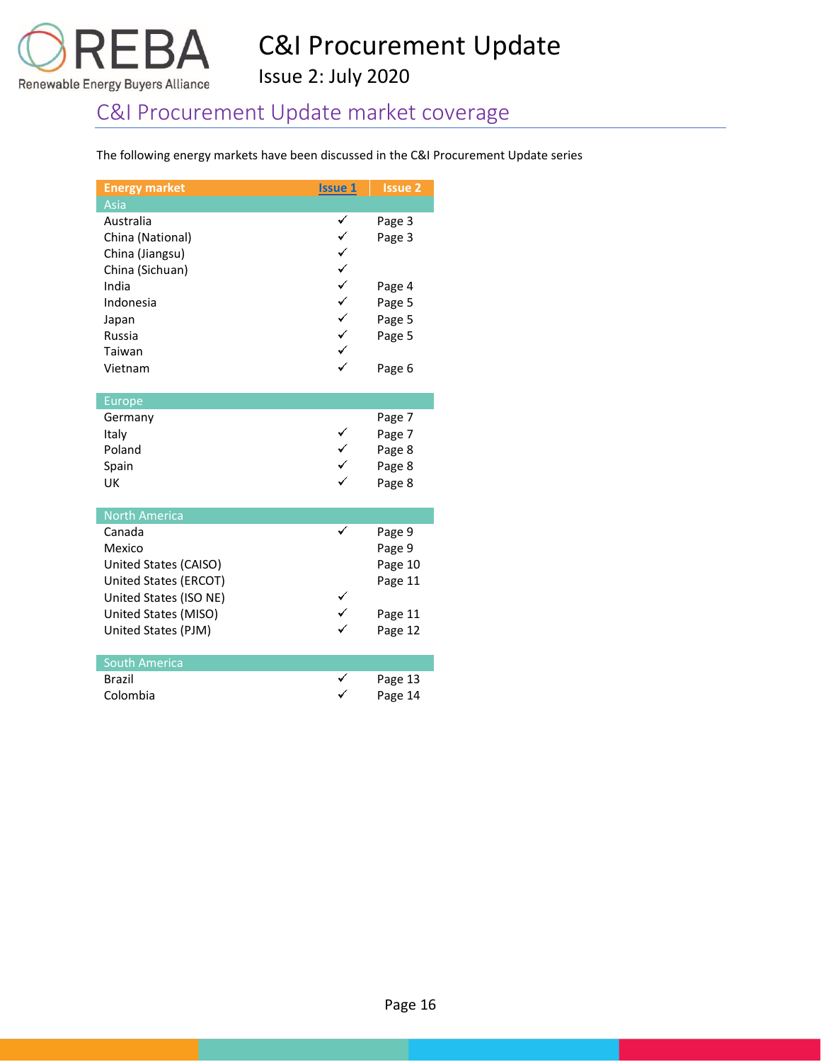## C&I Procurement Update market coverage

The following energy markets have been discussed in the C&I Procurement Update series

| Energy market | Issue 1 | Issue 2 |
|---|---|---|
| **Asia** | | |
| Australia | ✓ | Page 3 |
| China (National) | ✓ | Page 3 |
| China (Jiangsu) | ✓ | |
| China (Sichuan) | ✓ | |
| India | ✓ | Page 4 |
| Indonesia | ✓ | Page 5 |
| Japan | ✓ | Page 5 |
| Russia | ✓ | Page 5 |
| Taiwan | ✓ | |
| Vietnam | ✓ | Page 6 |
| **Europe** | | |
| Germany | | Page 7 |
| Italy | ✓ | Page 7 |
| Poland | ✓ | Page 8 |
| Spain | ✓ | Page 8 |
| UK | ✓ | Page 8 |
| **North America** | | |
| Canada | ✓ | Page 9 |
| Mexico | | Page 9 |
| United States (CAISO) | | Page 10 |
| United States (ERCOT) | | Page 11 |
| United States (ISO NE) | ✓ | |
| United States (MISO) | ✓ | Page 11 |
| United States (PJM) | ✓ | Page 12 |
| **South America** | | |
| Brazil | ✓ | Page 13 |
| Colombia | ✓ | Page 14 |